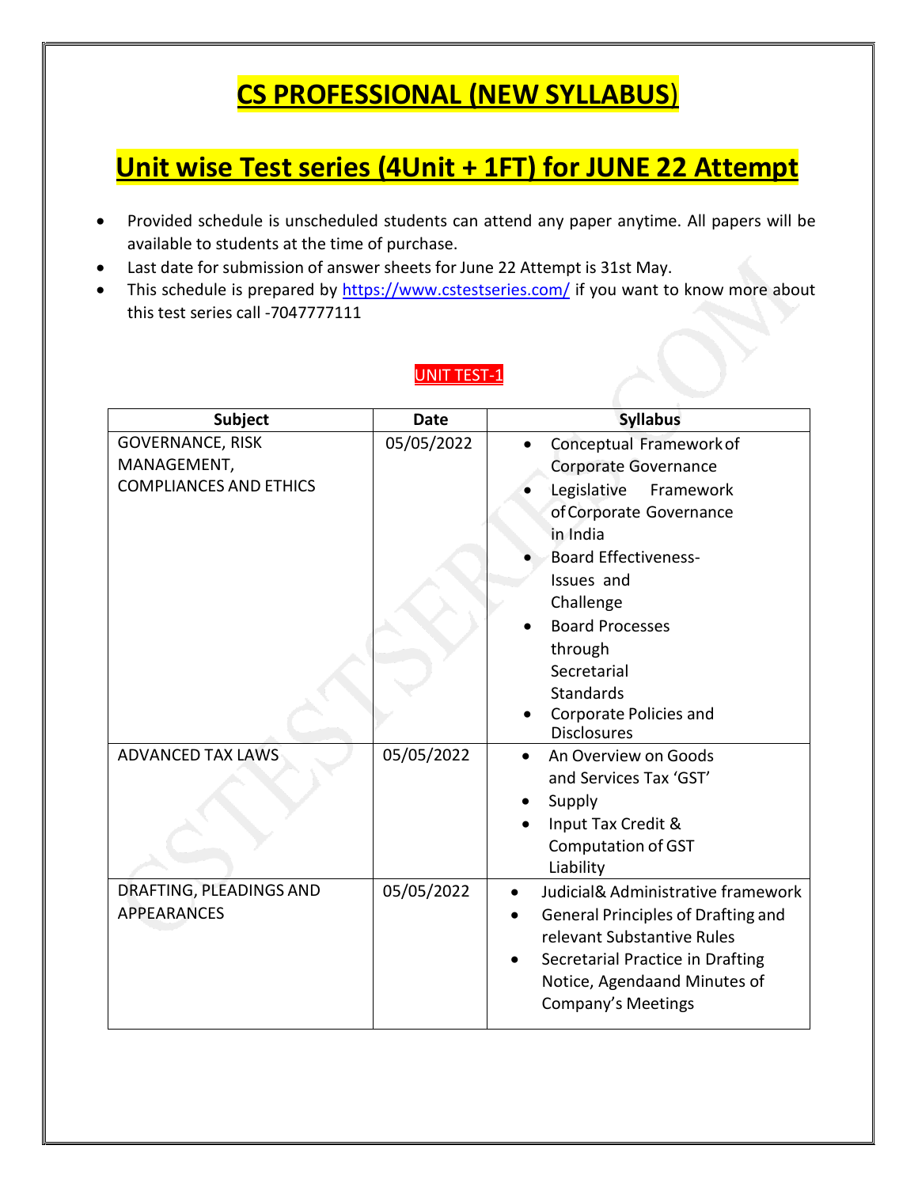# CS PROFESSIONAL (NEW SYLLABUS)

## Unit wise Test series (4Unit + 1FT) for JUNE 22 Attempt

- Provided schedule is unscheduled students can attend any paper anytime. All papers will be available to students at the time of purchase.
- Last date for submission of answer sheets for June 22 Attempt is 31st May.
- This schedule is prepared by https://www.cstestseries.com/ if you want to know more about this test series call -7047777111

### UNIT TEST-1

| Subject | Date | Syllabus |
|---|---|---|
| GOVERNANCE, RISK MANAGEMENT, COMPLIANCES AND ETHICS | 05/05/2022 | • Conceptual Framework of Corporate Governance<br>• Legislative Framework of Corporate Governance in India<br>• Board Effectiveness- Issues and Challenge<br>• Board Processes through Secretarial Standards<br>• Corporate Policies and Disclosures |
| ADVANCED TAX LAWS | 05/05/2022 | • An Overview on Goods and Services Tax 'GST'<br>• Supply<br>• Input Tax Credit & Computation of GST Liability |
| DRAFTING, PLEADINGS AND APPEARANCES | 05/05/2022 | • Judicial& Administrative framework<br>• General Principles of Drafting and relevant Substantive Rules<br>• Secretarial Practice in Drafting Notice, Agendaand Minutes of Company's Meetings |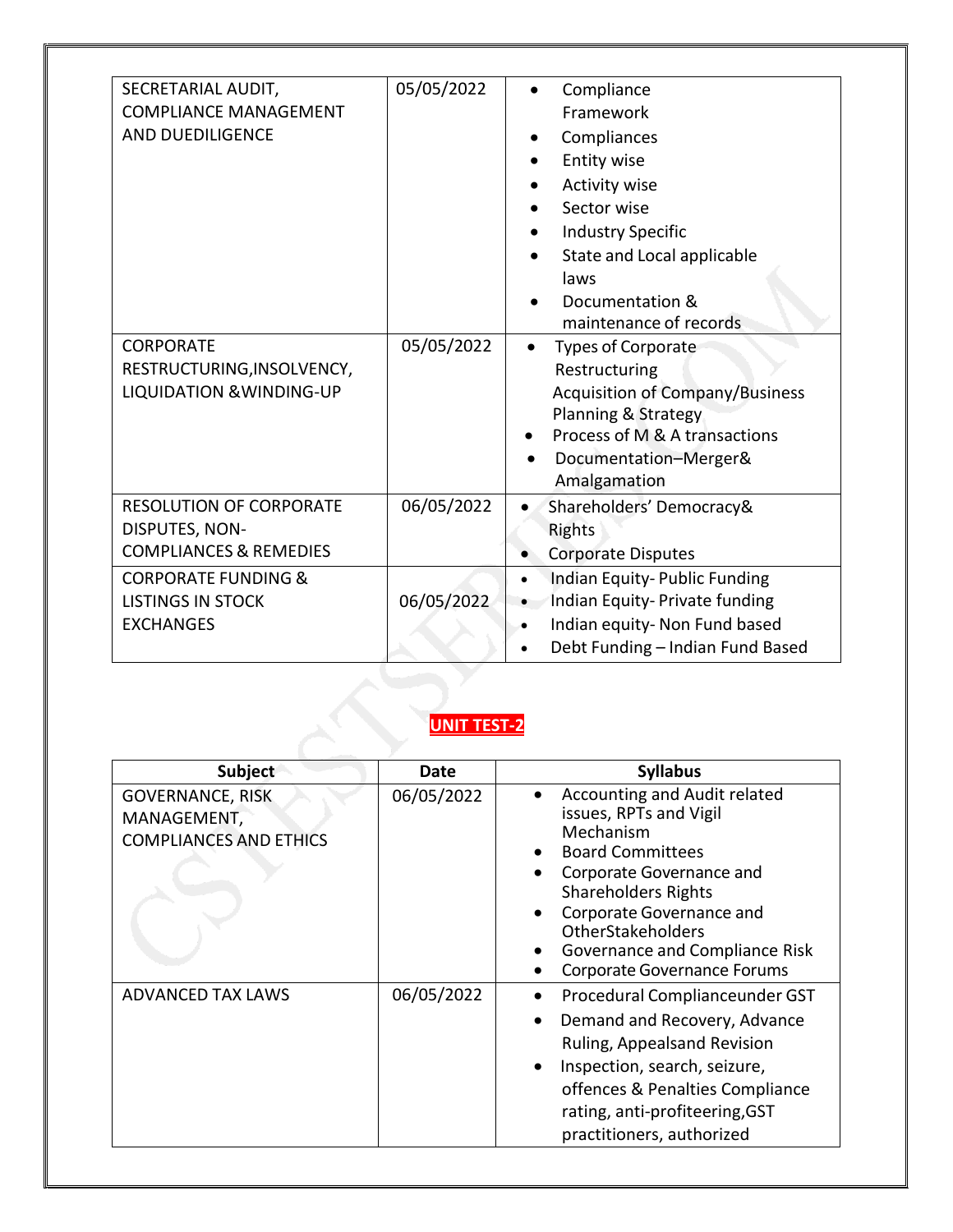| SECRETARIAL AUDIT, COMPLIANCE MANAGEMENT AND DUEDILIGENCE | 05/05/2022 | • Compliance Framework<br>• Compliances<br>• Entity wise<br>• Activity wise<br>• Sector wise<br>• Industry Specific<br>• State and Local applicable laws<br>• Documentation & maintenance of records |
|---|---|---|
| CORPORATE RESTRUCTURING,INSOLVENCY, LIQUIDATION &WINDING-UP | 05/05/2022 | • Types of Corporate Restructuring<br>Acquisition of Company/Business Planning & Strategy<br>• Process of M & A transactions<br>• Documentation–Merger& Amalgamation |
| RESOLUTION OF CORPORATE DISPUTES, NON-COMPLIANCES & REMEDIES | 06/05/2022 | • Shareholders' Democracy& Rights<br>• Corporate Disputes |
| CORPORATE FUNDING & LISTINGS IN STOCK EXCHANGES | 06/05/2022 | • Indian Equity- Public Funding<br>• Indian Equity- Private funding<br>• Indian equity- Non Fund based<br>• Debt Funding – Indian Fund Based |

## UNIT TEST-2

| Subject | Date | Syllabus |
|---|---|---|
| GOVERNANCE, RISK MANAGEMENT, COMPLIANCES AND ETHICS | 06/05/2022 | • Accounting and Audit related issues, RPTs and Vigil Mechanism<br>• Board Committees<br>• Corporate Governance and Shareholders Rights<br>• Corporate Governance and OtherStakeholders<br>• Governance and Compliance Risk<br>• Corporate Governance Forums |
| ADVANCED TAX LAWS | 06/05/2022 | • Procedural Complianceunder GST<br>• Demand and Recovery, Advance Ruling, Appealsand Revision<br>• Inspection, search, seizure, offences & Penalties Compliance rating, anti-profiteering,GST practitioners, authorized |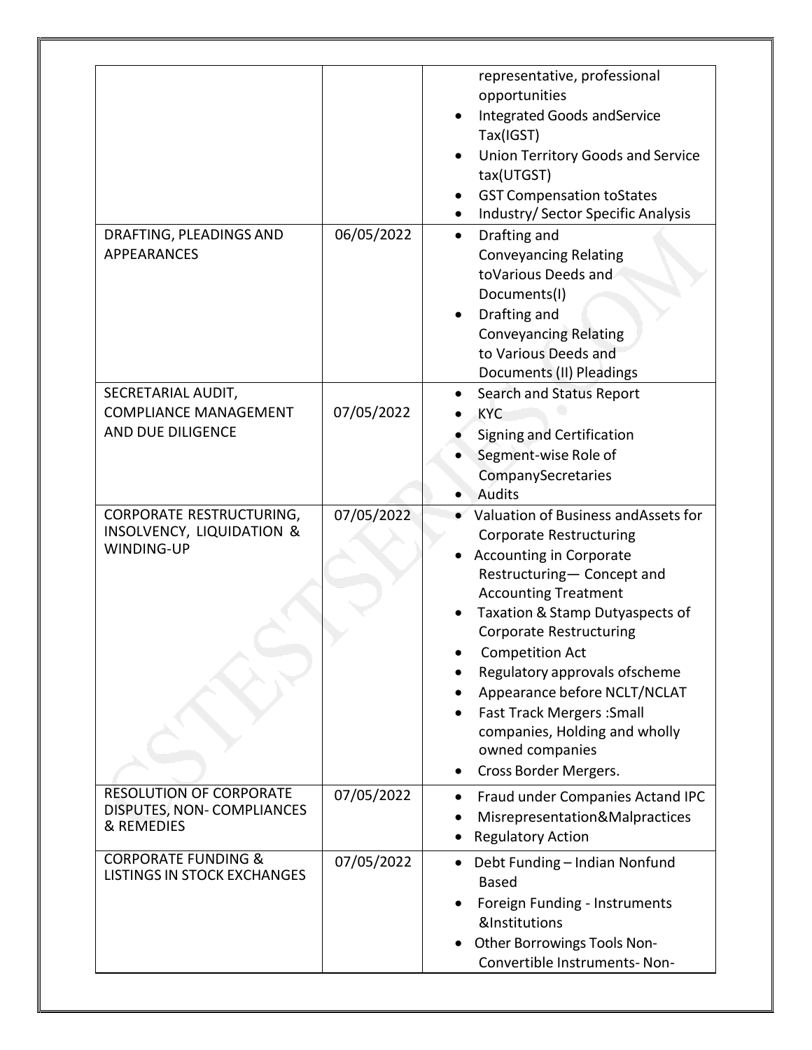| | | |
|---|---|---|
| | | representative, professional opportunities<br>• Integrated Goods andService Tax(IGST)<br>• Union Territory Goods and Service tax(UTGST)<br>• GST Compensation toStates<br>• Industry/ Sector Specific Analysis |
| DRAFTING, PLEADINGS AND APPEARANCES | 06/05/2022 | • Drafting and Conveyancing Relating toVarious Deeds and Documents(I)<br>• Drafting and Conveyancing Relating to Various Deeds and Documents (II) Pleadings |
| SECRETARIAL AUDIT, COMPLIANCE MANAGEMENT AND DUE DILIGENCE | 07/05/2022 | • Search and Status Report<br>• KYC<br>• Signing and Certification<br>• Segment-wise Role of CompanySecretaries<br>• Audits |
| CORPORATE RESTRUCTURING, INSOLVENCY, LIQUIDATION & WINDING-UP | 07/05/2022 | • Valuation of Business andAssets for Corporate Restructuring<br>• Accounting in Corporate Restructuring— Concept and Accounting Treatment<br>• Taxation & Stamp Dutyaspects of Corporate Restructuring<br>• Competition Act<br>• Regulatory approvals ofscheme<br>• Appearance before NCLT/NCLAT<br>• Fast Track Mergers :Small companies, Holding and wholly owned companies<br>• Cross Border Mergers. |
| RESOLUTION OF CORPORATE DISPUTES, NON- COMPLIANCES & REMEDIES | 07/05/2022 | • Fraud under Companies Actand IPC<br>• Misrepresentation&Malpractices<br>• Regulatory Action |
| CORPORATE FUNDING & LISTINGS IN STOCK EXCHANGES | 07/05/2022 | • Debt Funding – Indian Nonfund Based<br>• Foreign Funding - Instruments &Institutions<br>• Other Borrowings Tools Non-Convertible Instruments- Non- |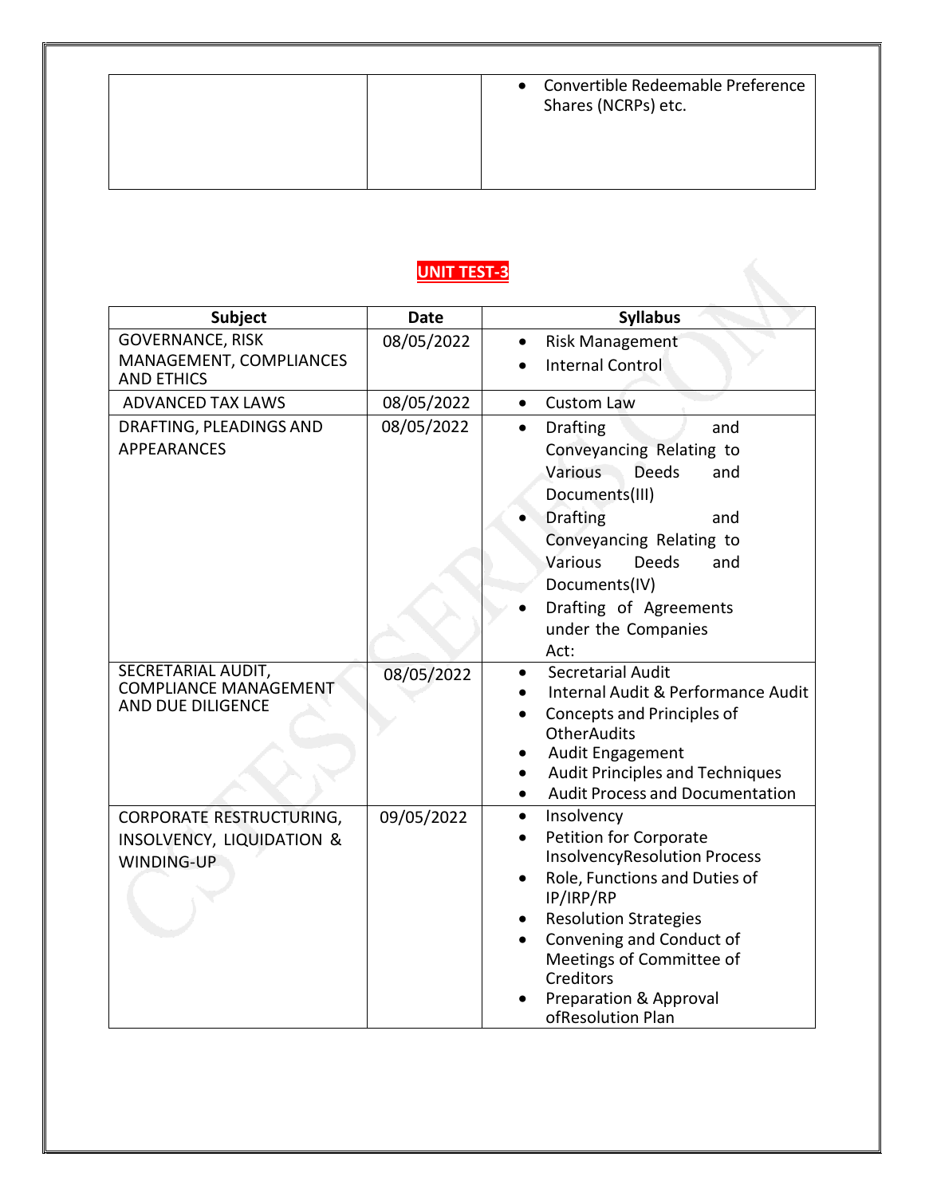| | | • Convertible Redeemable Preference Shares (NCRPs) etc. |
|---|---|---|

## UNIT TEST-3

| Subject | Date | Syllabus |
|---|---|---|
| GOVERNANCE, RISK MANAGEMENT, COMPLIANCES AND ETHICS | 08/05/2022 | • Risk Management<br>• Internal Control |
| ADVANCED TAX LAWS | 08/05/2022 | • Custom Law |
| DRAFTING, PLEADINGS AND APPEARANCES | 08/05/2022 | • Drafting and Conveyancing Relating to Various Deeds and Documents(III)<br>• Drafting and Conveyancing Relating to Various Deeds and Documents(IV)<br>• Drafting of Agreements under the Companies Act: |
| SECRETARIAL AUDIT, COMPLIANCE MANAGEMENT AND DUE DILIGENCE | 08/05/2022 | • Secretarial Audit<br>• Internal Audit & Performance Audit<br>• Concepts and Principles of OtherAudits<br>• Audit Engagement<br>• Audit Principles and Techniques<br>• Audit Process and Documentation |
| CORPORATE RESTRUCTURING, INSOLVENCY, LIQUIDATION & WINDING-UP | 09/05/2022 | • Insolvency<br>• Petition for Corporate InsolvencyResolution Process<br>• Role, Functions and Duties of IP/IRP/RP<br>• Resolution Strategies<br>• Convening and Conduct of Meetings of Committee of Creditors<br>• Preparation & Approval ofResolution Plan |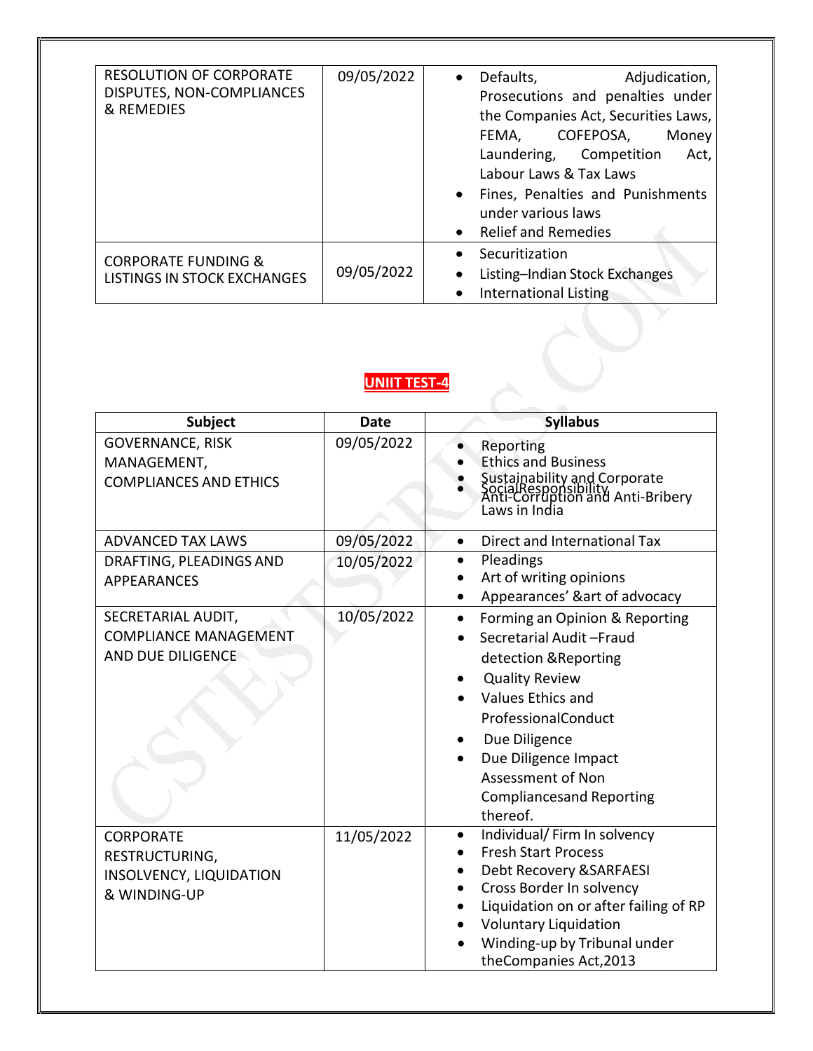| | | |
|---|---|---|
| RESOLUTION OF CORPORATE DISPUTES, NON-COMPLIANCES & REMEDIES | 09/05/2022 | • Defaults, Adjudication, Prosecutions and penalties under the Companies Act, Securities Laws, FEMA, COFEPOSA, Money Laundering, Competition Act, Labour Laws & Tax Laws<br>• Fines, Penalties and Punishments under various laws<br>• Relief and Remedies |
| CORPORATE FUNDING & LISTINGS IN STOCK EXCHANGES | 09/05/2022 | • Securitization<br>• Listing–Indian Stock Exchanges<br>• International Listing |

## UNIIT TEST-4

| Subject | Date | Syllabus |
|---|---|---|
| GOVERNANCE, RISK MANAGEMENT, COMPLIANCES AND ETHICS | 09/05/2022 | • Reporting<br>• Ethics and Business<br>• Sustainability and Corporate SocialResponsibility<br>• Anti-Corruption and Anti-Bribery Laws in India |
| ADVANCED TAX LAWS | 09/05/2022 | • Direct and International Tax |
| DRAFTING, PLEADINGS AND APPEARANCES | 10/05/2022 | • Pleadings<br>• Art of writing opinions<br>• Appearances' &art of advocacy |
| SECRETARIAL AUDIT, COMPLIANCE MANAGEMENT AND DUE DILIGENCE | 10/05/2022 | • Forming an Opinion & Reporting<br>• Secretarial Audit –Fraud detection &Reporting<br>• Quality Review<br>• Values Ethics and ProfessionalConduct<br>• Due Diligence<br>• Due Diligence Impact Assessment of Non Compliancesand Reporting thereof. |
| CORPORATE RESTRUCTURING, INSOLVENCY, LIQUIDATION & WINDING-UP | 11/05/2022 | • Individual/ Firm In solvency<br>• Fresh Start Process<br>• Debt Recovery &SARFAESI<br>• Cross Border In solvency<br>• Liquidation on or after failing of RP<br>• Voluntary Liquidation<br>• Winding-up by Tribunal under theCompanies Act,2013 |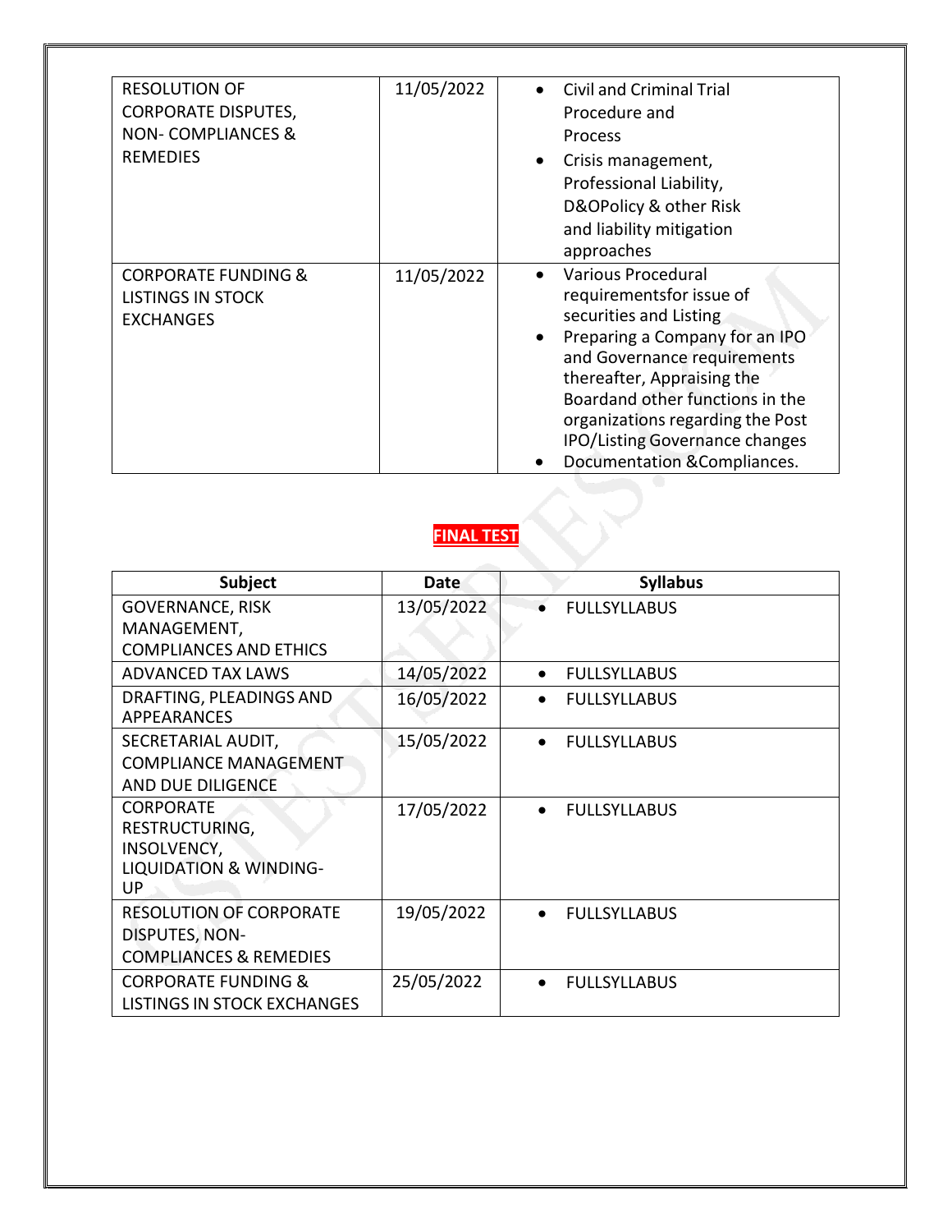| | | |
|---|---|---|
| RESOLUTION OF CORPORATE DISPUTES, NON- COMPLIANCES & REMEDIES | 11/05/2022 | • Civil and Criminal Trial Procedure and Process<br>• Crisis management, Professional Liability, D&OPolicy & other Risk and liability mitigation approaches |
| CORPORATE FUNDING & LISTINGS IN STOCK EXCHANGES | 11/05/2022 | • Various Procedural requirementsfor issue of securities and Listing<br>• Preparing a Company for an IPO and Governance requirements thereafter, Appraising the Boardand other functions in the organizations regarding the Post IPO/Listing Governance changes<br>• Documentation &Compliances. |

## FINAL TEST

| Subject | Date | Syllabus |
|---|---|---|
| GOVERNANCE, RISK MANAGEMENT, COMPLIANCES AND ETHICS | 13/05/2022 | • FULLSYLLABUS |
| ADVANCED TAX LAWS | 14/05/2022 | • FULLSYLLABUS |
| DRAFTING, PLEADINGS AND APPEARANCES | 16/05/2022 | • FULLSYLLABUS |
| SECRETARIAL AUDIT, COMPLIANCE MANAGEMENT AND DUE DILIGENCE | 15/05/2022 | • FULLSYLLABUS |
| CORPORATE RESTRUCTURING, INSOLVENCY, LIQUIDATION & WINDING-UP | 17/05/2022 | • FULLSYLLABUS |
| RESOLUTION OF CORPORATE DISPUTES, NON-COMPLIANCES & REMEDIES | 19/05/2022 | • FULLSYLLABUS |
| CORPORATE FUNDING & LISTINGS IN STOCK EXCHANGES | 25/05/2022 | • FULLSYLLABUS |